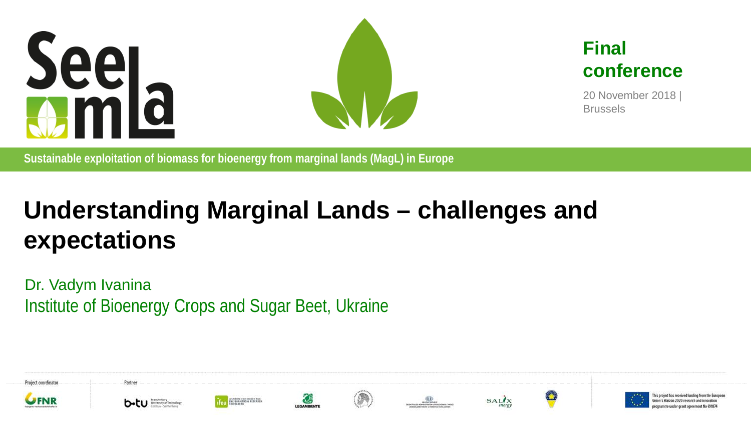SeeMLa

**Final conference**

20 November 2018 | Brussels

**Sustainable exploitation of biomass for bioenergy from marginal lands (MagL) in Europe**

# Understanding Marginal Lands – challenges and expectations

Dr. Vadym Ivanina

Institute of Bioenergy Crops and Sugar Beet, Ukraine

Project coordinator

Partner

This project has received funding from the European Union's Horizon 2020 research and innovation programme under grant agreement No 691874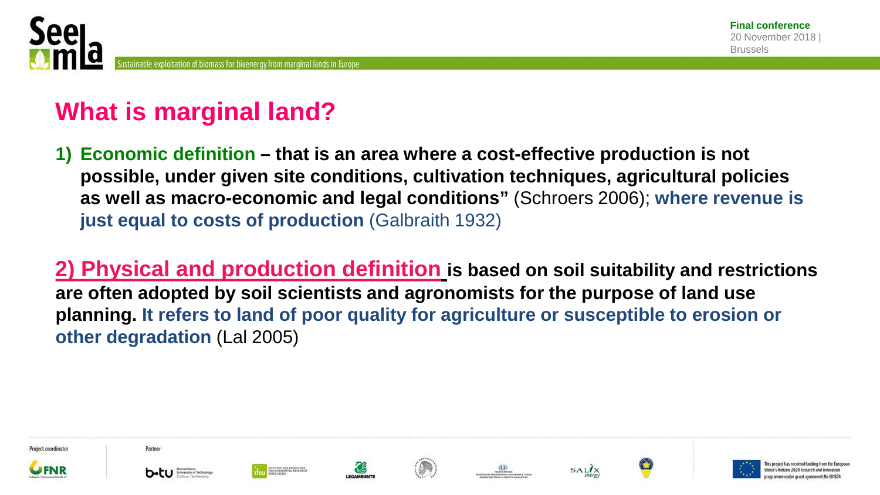# What is marginal land?

1) **Economic definition – that is an area where a cost-effective production is not possible, under given site conditions, cultivation techniques, agricultural policies as well as macro-economic and legal conditions"** (Schroers 2006); **where revenue is just equal to costs of production** (Galbraith 1932)

**2) Physical and production definition is based on soil suitability and restrictions are often adopted by soil scientists and agronomists for the purpose of land use planning. It refers to land of poor quality for agriculture or susceptible to erosion or other degradation** (Lal 2005)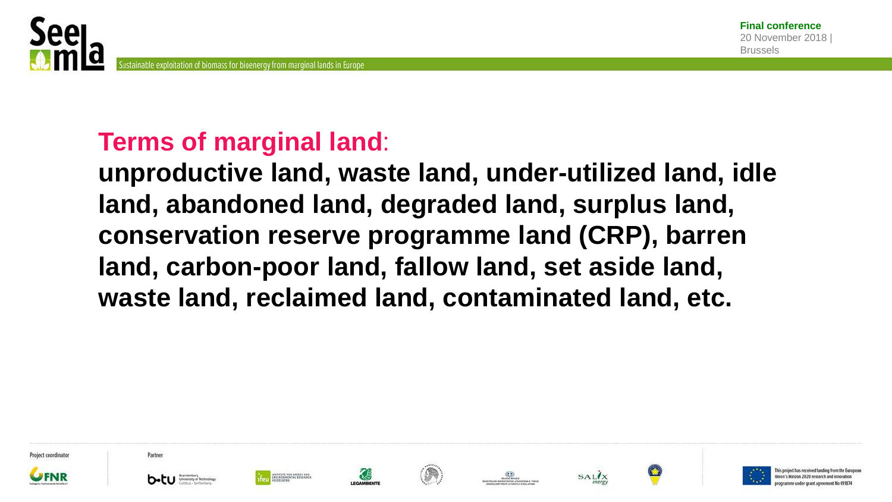**Terms of marginal land**:

**unproductive land, waste land, under-utilized land, idle land, abandoned land, degraded land, surplus land, conservation reserve programme land (CRP), barren land, carbon-poor land, fallow land, set aside land, waste land, reclaimed land, contaminated land, etc.**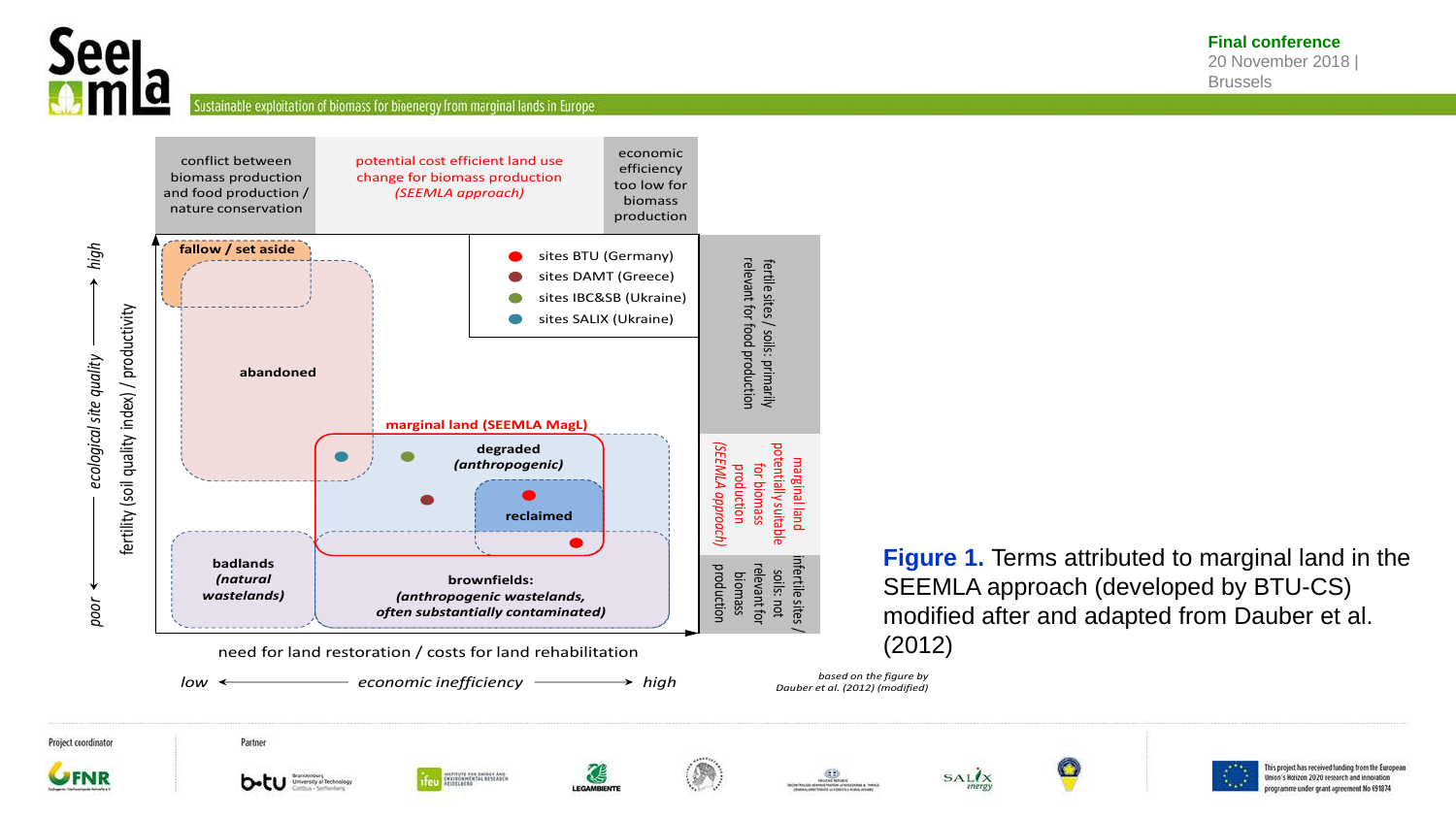conflict between biomass production and food production / nature conservation

potential cost efficient land use change for biomass production *(SEEMLA approach)*

economic efficiency too low for biomass production

**fallow / set aside**

**abandoned**

**marginal land (SEEMLA MagL)**

**degraded** ***(anthropogenic)***

**reclaimed**

**badlands** ***(natural wastelands)***

**brownfields:** ***(anthropogenic wastelands, often substantially contaminated)***

- sites BTU (Germany)
- sites DAMT (Greece)
- sites IBC&SB (Ukraine)
- sites SALIX (Ukraine)

fertile sites / soils: primarily relevant for food production

marginal land potentially suitable for biomass production *(SEEMLA approach)*

infertile sites / soils: not relevant for biomass production

*poor* ⟵ *ecological site quality* ⟶ *high*

fertility (soil quality index) / productivity

need for land restoration / costs for land rehabilitation

*low* ⟵ *economic inefficiency* ⟶ *high*

*based on the figure by Dauber et al. (2012) (modified)*

**Figure 1.** Terms attributed to marginal land in the SEEMLA approach (developed by BTU-CS) modified after and adapted from Dauber et al. (2012)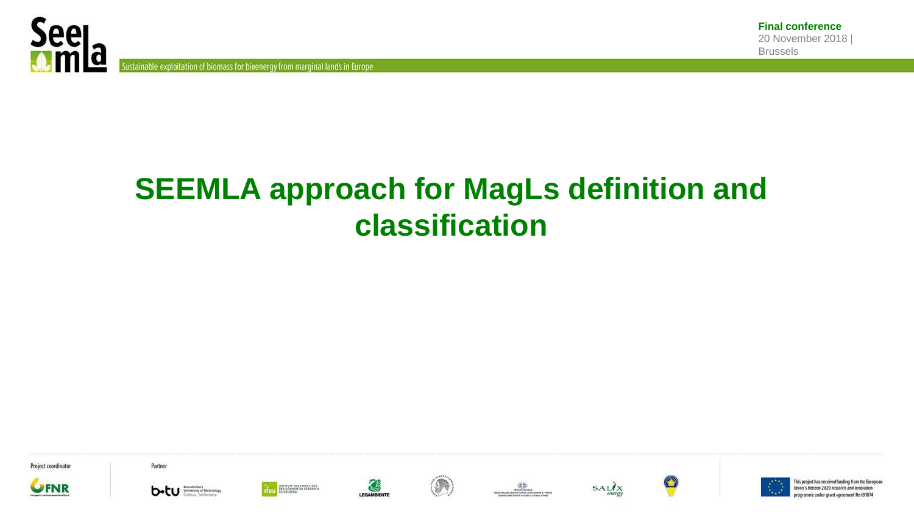# SEEMLA approach for MagLs definition and classification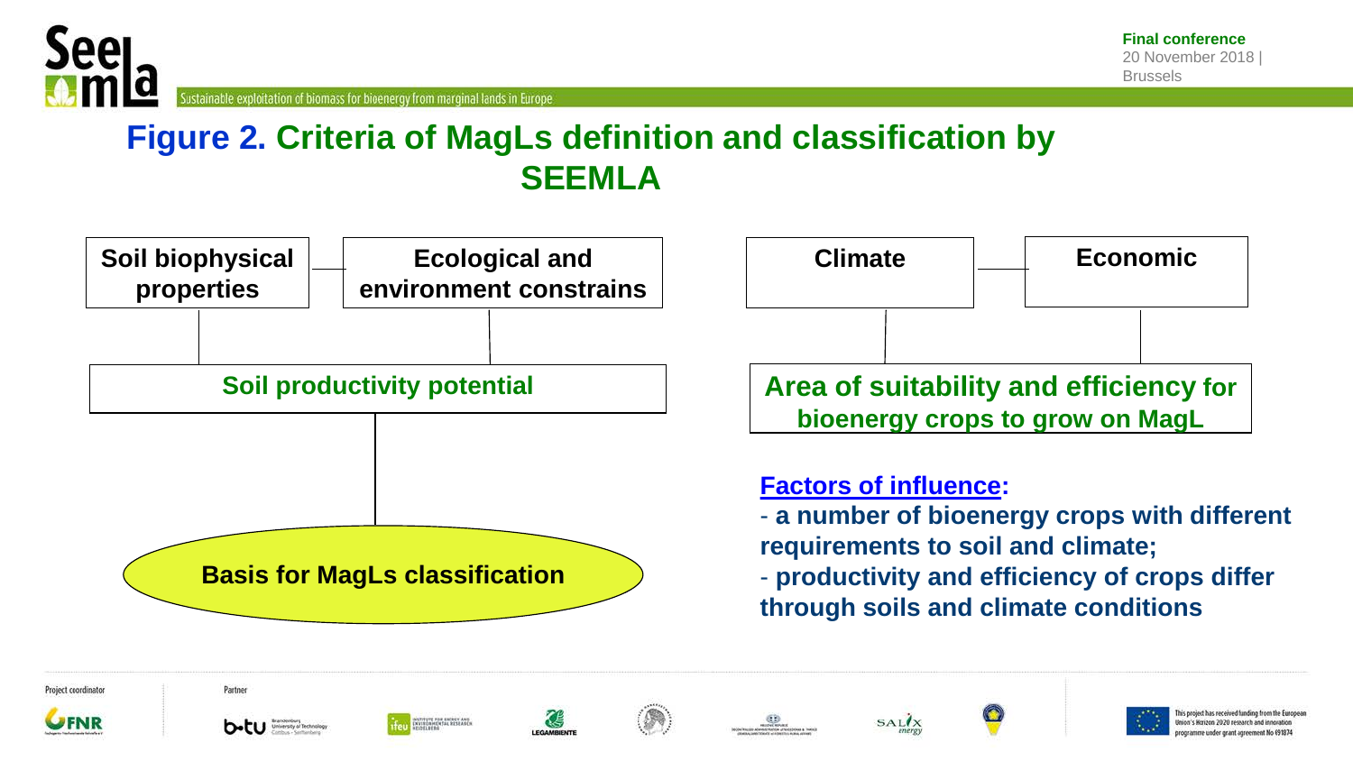# Figure 2. Criteria of MagLs definition and classification by SEEMLA

**Soil biophysical properties** — **Ecological and environment constrains**

**Soil productivity potential**

**Basis for MagLs classification**

**Climate** — **Economic**

**Area of suitability and efficiency for bioenergy crops to grow on MagL**

**Factors of influence:**

- **a number of bioenergy crops with different requirements to soil and climate;**
- **productivity and efficiency of crops differ through soils and climate conditions**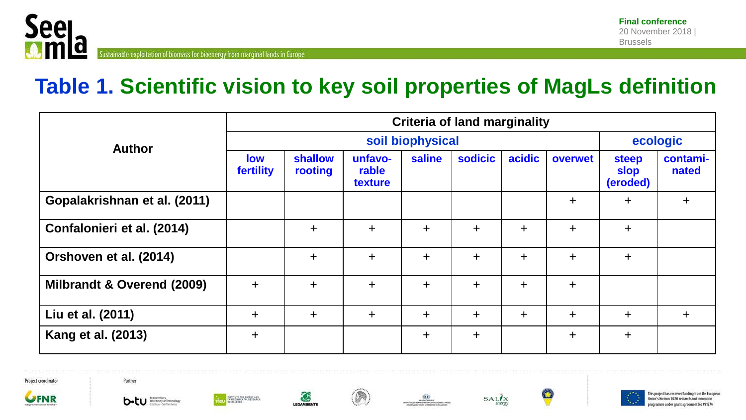# Table 1. Scientific vision to key soil properties of MagLs definition

| Author | Criteria of land marginality | | | | | | | | |
|---|---|---|---|---|---|---|---|---|---|
| | soil biophysical | | | | | | | ecologic | |
| | low fertility | shallow rooting | unfavo-rable texture | saline | sodicic | acidic | overwet | steep slop (eroded) | contami-nated |
| Gopalakrishnan et al. (2011) | | | | | | | + | + | + |
| Confalonieri et al. (2014) | | + | + | + | + | + | + | + | |
| Orshoven et al. (2014) | | + | + | + | + | + | + | + | |
| Milbrandt & Overend (2009) | + | + | + | + | + | + | + | | |
| Liu et al. (2011) | + | + | + | + | + | + | + | + | + |
| Kang et al. (2013) | + | | | + | + | | + | + | |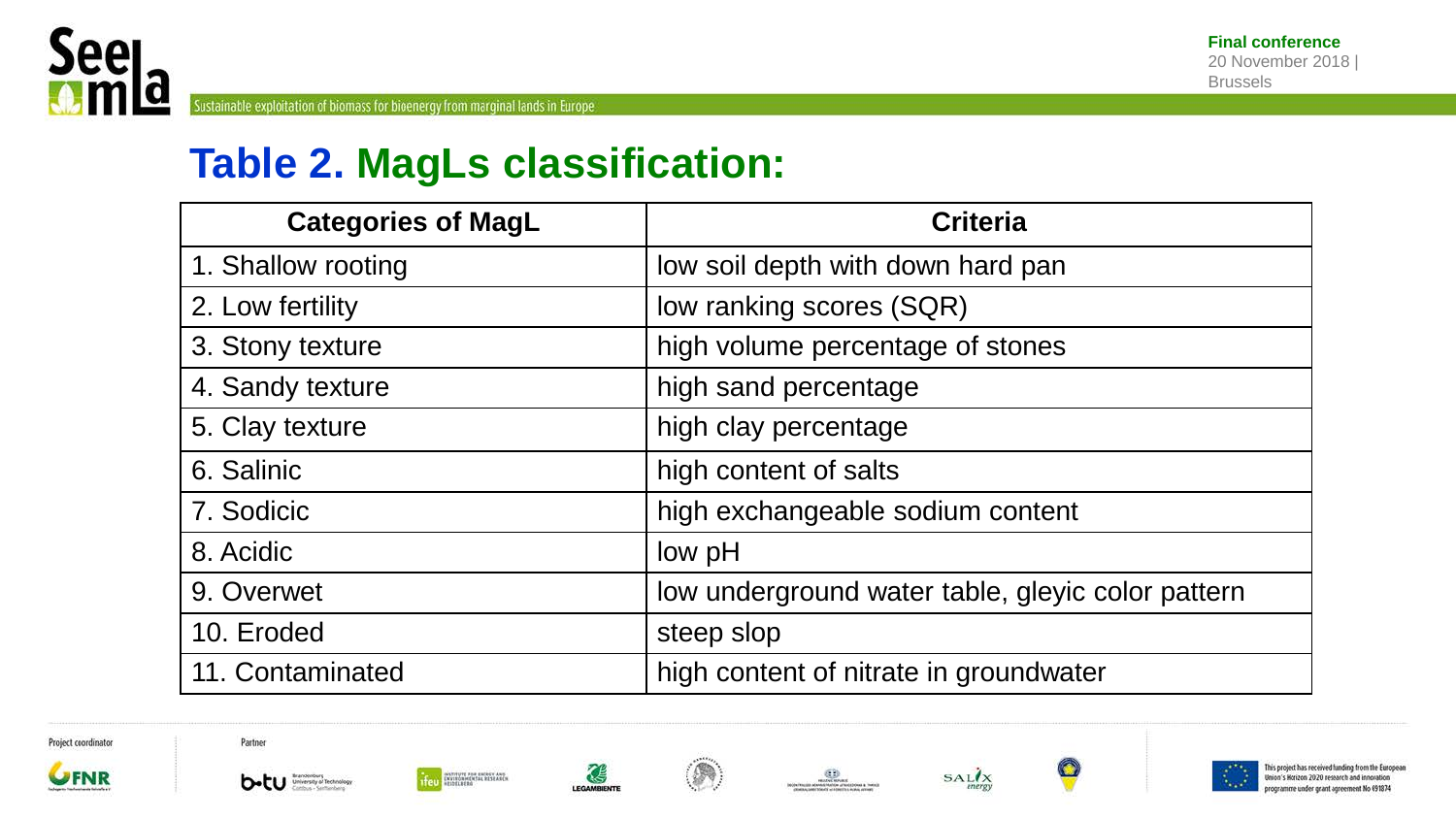## Table 2. MagLs classification:

| Categories of MagL | Criteria |
| --- | --- |
| 1. Shallow rooting | low soil depth with down hard pan |
| 2. Low fertility | low ranking scores (SQR) |
| 3. Stony texture | high volume percentage of stones |
| 4. Sandy texture | high sand percentage |
| 5. Clay texture | high clay percentage |
| 6. Salinic | high content of salts |
| 7. Sodicic | high exchangeable sodium content |
| 8. Acidic | low pH |
| 9. Overwet | low underground water table, gleyic color pattern |
| 10. Eroded | steep slop |
| 11. Contaminated | high content of nitrate in groundwater |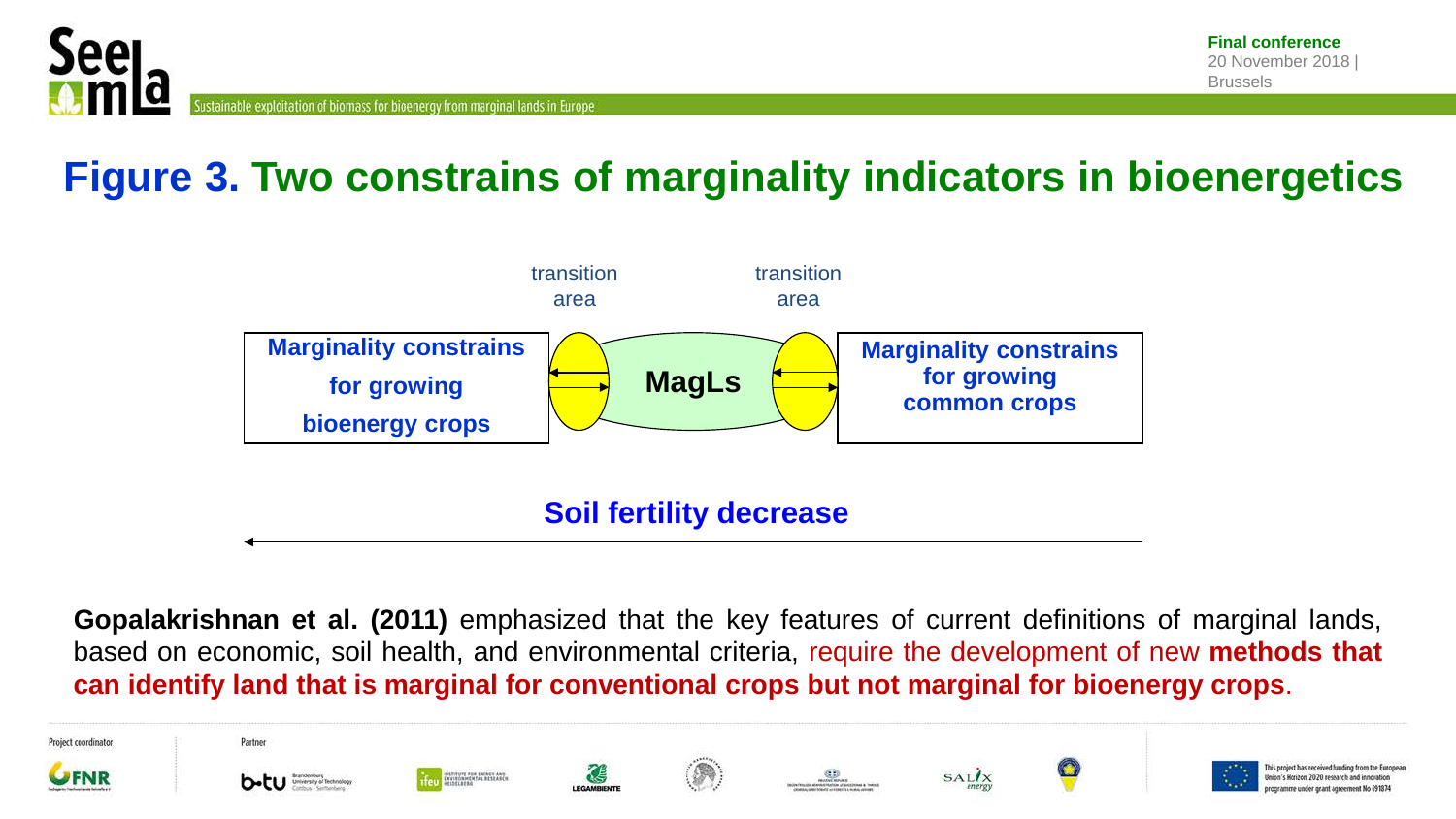# Figure 3. Two constrains of marginality indicators in bioenergetics

transition area

transition area

**Marginality constrains for growing bioenergy crops**

**MagLs**

**Marginality constrains for growing common crops**

**Soil fertility decrease**

**Gopalakrishnan et al. (2011)** emphasized that the key features of current definitions of marginal lands, based on economic, soil health, and environmental criteria, require the development of new **methods that can identify land that is marginal for conventional crops but not marginal for bioenergy crops**.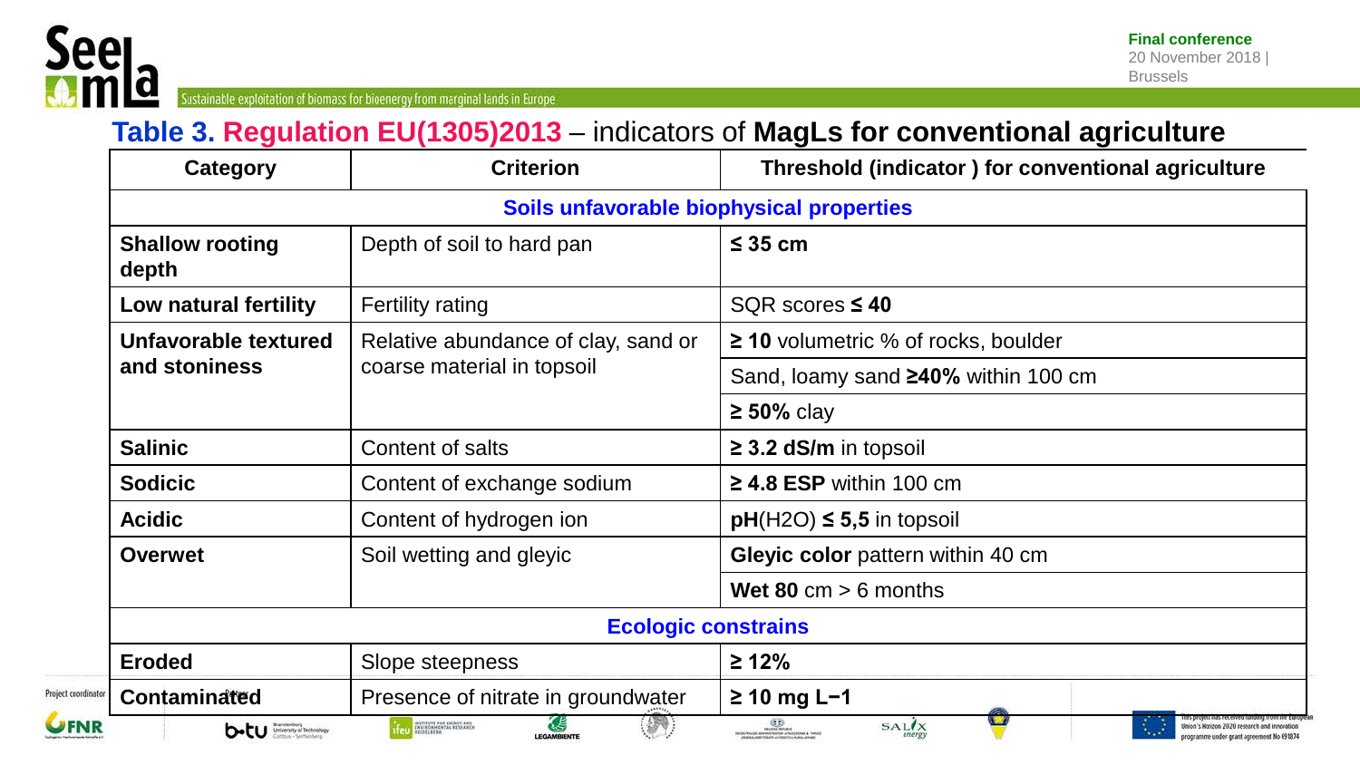## Table 3. Regulation EU(1305)2013 – indicators of **MagLs for conventional agriculture**

| Category | Criterion | Threshold (indicator ) for conventional agriculture |
|---|---|---|
| **Soils unfavorable biophysical properties** | | |
| **Shallow rooting depth** | Depth of soil to hard pan | **≤ 35 cm** |
| **Low natural fertility** | Fertility rating | SQR scores **≤ 40** |
| **Unfavorable textured and stoniness** | Relative abundance of clay, sand or coarse material in topsoil | **≥ 10** volumetric % of rocks, boulder |
| | | Sand, loamy sand **≥40%** within 100 cm |
| | | **≥ 50%** clay |
| **Salinic** | Content of salts | **≥ 3.2 dS/m** in topsoil |
| **Sodicic** | Content of exchange sodium | **≥ 4.8 ESP** within 100 cm |
| **Acidic** | Content of hydrogen ion | **pH**($H_2O$) **≤ 5,5** in topsoil |
| **Overwet** | Soil wetting and gleyic | **Gleyic color** pattern within 40 cm |
| | | **Wet 80** cm > 6 months |
| **Ecologic constrains** | | |
| **Eroded** | Slope steepness | **≥ 12%** |
| **Contaminated** | Presence of nitrate in groundwater | **≥ 10 mg $L^{-1}$** |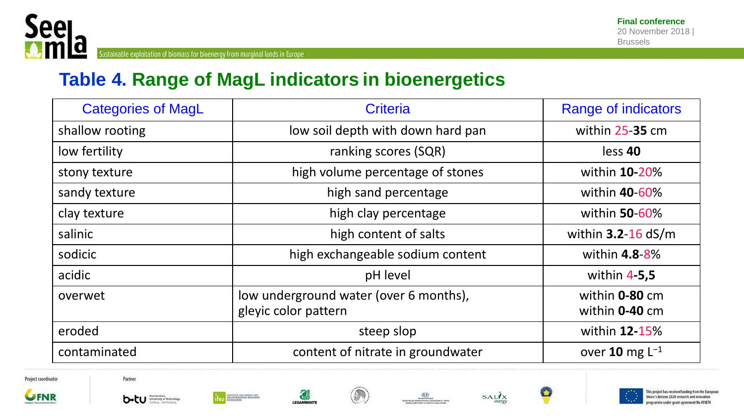# Table 4. Range of MagL indicators in bioenergetics

| Categories of MagL | Criteria | Range of indicators |
|---|---|---|
| shallow rooting | low soil depth with down hard pan | within 25-**35** cm |
| low fertility | ranking scores (SQR) | less **40** |
| stony texture | high volume percentage of stones | within **10-**20% |
| sandy texture | high sand percentage | within **40**-60% |
| clay texture | high clay percentage | within **50**-60% |
| salinic | high content of salts | within **3.2**-16 dS/m |
| sodicic | high exchangeable sodium content | within **4.8**-8% |
| acidic | pH level | within 4-**5,5** |
| overwet | low underground water (over 6 months), gleyic color pattern | within **0-80** cm<br>within **0-40** cm |
| eroded | steep slop | within **12-**15% |
| contaminated | content of nitrate in groundwater | over **10** mg $L^{-1}$ |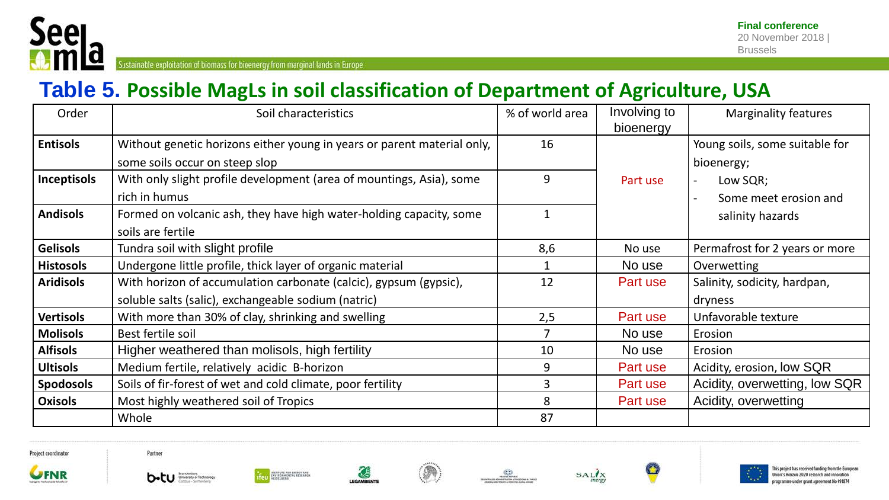# Table 5. Possible MagLs in soil classification of Department of Agriculture, USA

| Order | Soil characteristics | % of world area | Involving to bioenergy | Marginality features |
|---|---|---|---|---|
| **Entisols** | Without genetic horizons either young in years or parent material only, some soils occur on steep slop | 16 | Part use | Young soils, some suitable for bioenergy; - Low SQR; - Some meet erosion and salinity hazards |
| **Inceptisols** | With only slight profile development (area of mountings, Asia), some rich in humus | 9 | | |
| **Andisols** | Formed on volcanic ash, they have high water-holding capacity, some soils are fertile | 1 | | |
| **Gelisols** | Tundra soil with slight profile | 8,6 | No use | Permafrost for 2 years or more |
| **Histosols** | Undergone little profile, thick layer of organic material | 1 | No use | Overwetting |
| **Aridisols** | With horizon of accumulation carbonate (calcic), gypsum (gypsic), soluble salts (salic), exchangeable sodium (natric) | 12 | Part use | Salinity, sodicity, hardpan, dryness |
| **Vertisols** | With more than 30% of clay, shrinking and swelling | 2,5 | Part use | Unfavorable texture |
| **Molisols** | Best fertile soil | 7 | No use | Erosion |
| **Alfisols** | Higher weathered than molisols, high fertility | 10 | No use | Erosion |
| **Ultisols** | Medium fertile, relatively acidic B-horizon | 9 | Part use | Acidity, erosion, low SQR |
| **Spodosols** | Soils of fir-forest of wet and cold climate, poor fertility | 3 | Part use | Acidity, overwetting, low SQR |
| **Oxisols** | Most highly weathered soil of Tropics | 8 | Part use | Acidity, overwetting |
| | Whole | 87 | | |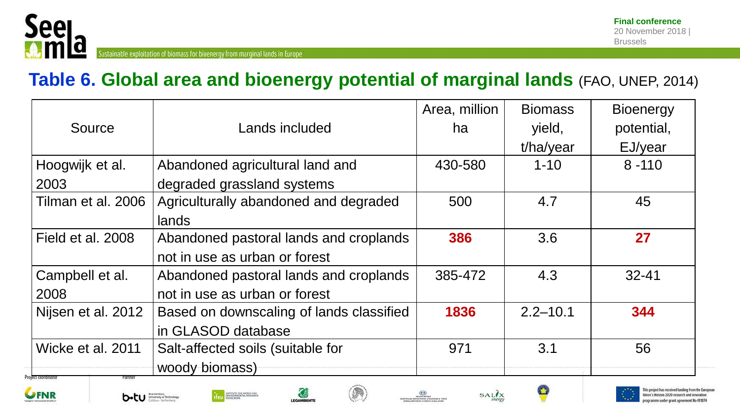## Table 6. Global area and bioenergy potential of marginal lands (FAO, UNEP, 2014)

| Source | Lands included | Area, million ha | Biomass yield, t/ha/year | Bioenergy potential, EJ/year |
|---|---|---|---|---|
| Hoogwijk et al. 2003 | Abandoned agricultural land and degraded grassland systems | 430-580 | 1-10 | 8 -110 |
| Tilman et al. 2006 | Agriculturally abandoned and degraded lands | 500 | 4.7 | 45 |
| Field et al. 2008 | Abandoned pastoral lands and croplands not in use as urban or forest | **386** | 3.6 | **27** |
| Campbell et al. 2008 | Abandoned pastoral lands and croplands not in use as urban or forest | 385-472 | 4.3 | 32-41 |
| Nijsen et al. 2012 | Based on downscaling of lands classified in GLASOD database | **1836** | 2.2–10.1 | **344** |
| Wicke et al. 2011 | Salt-affected soils (suitable for woody biomass) | 971 | 3.1 | 56 |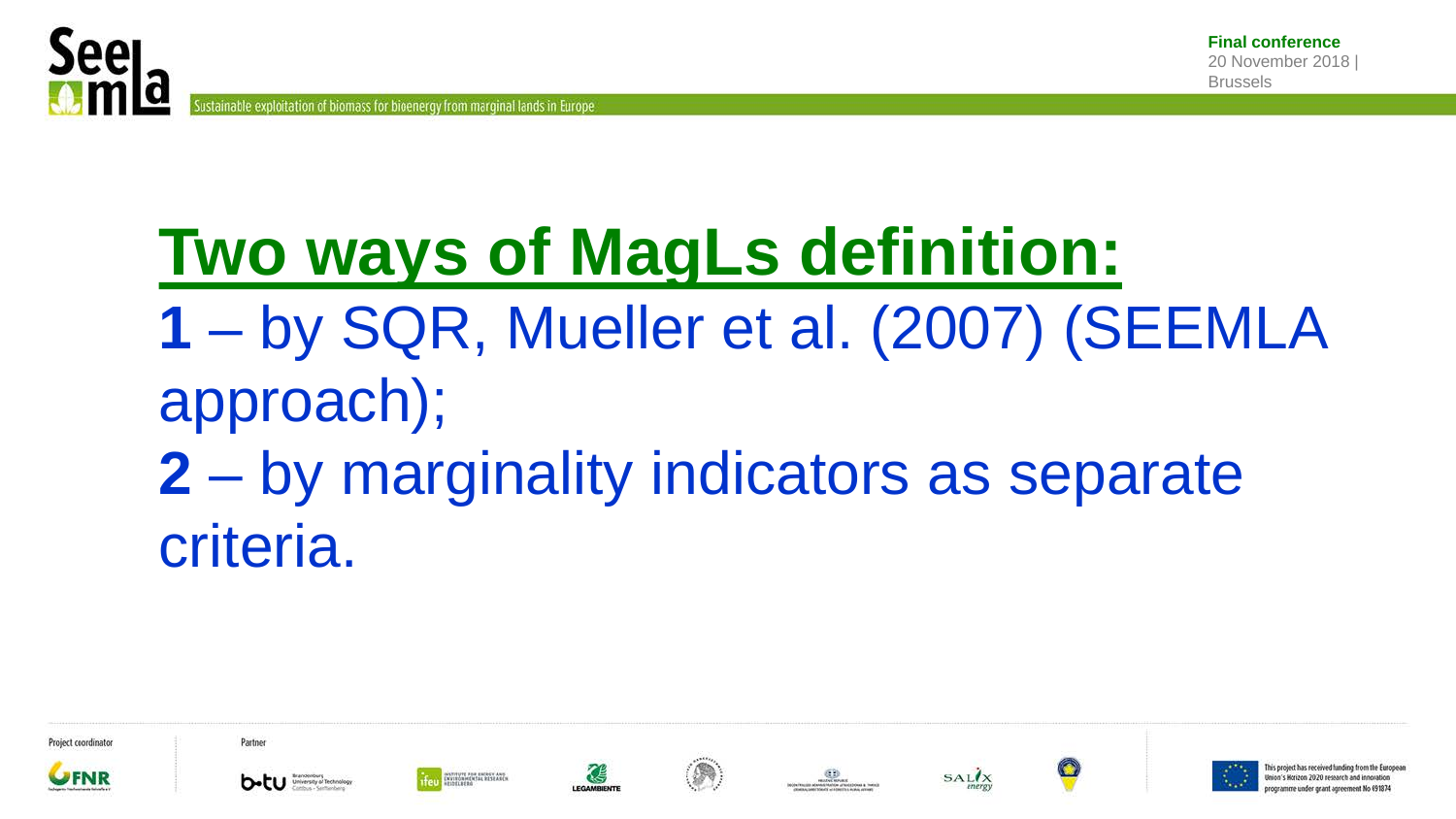# Two ways of MagLs definition:

**1** – by SQR, Mueller et al. (2007) (SEEMLA approach);

**2** – by marginality indicators as separate criteria.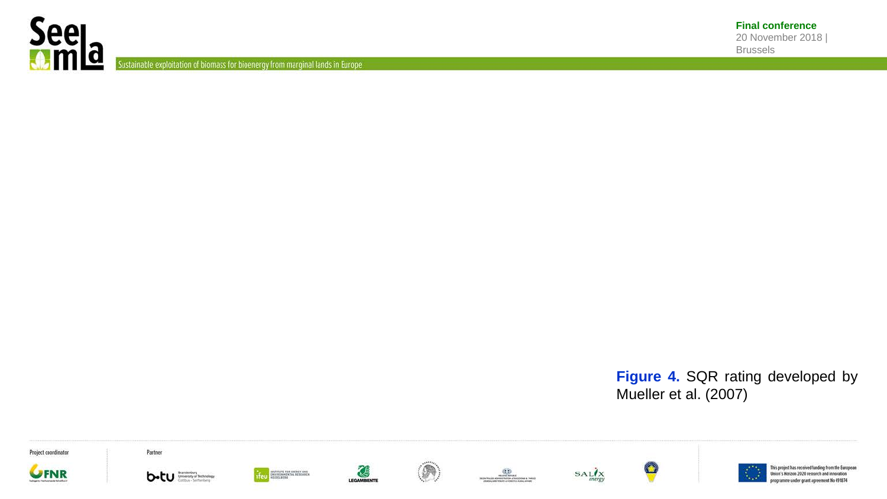**Figure 4.** SQR rating developed by Mueller et al. (2007)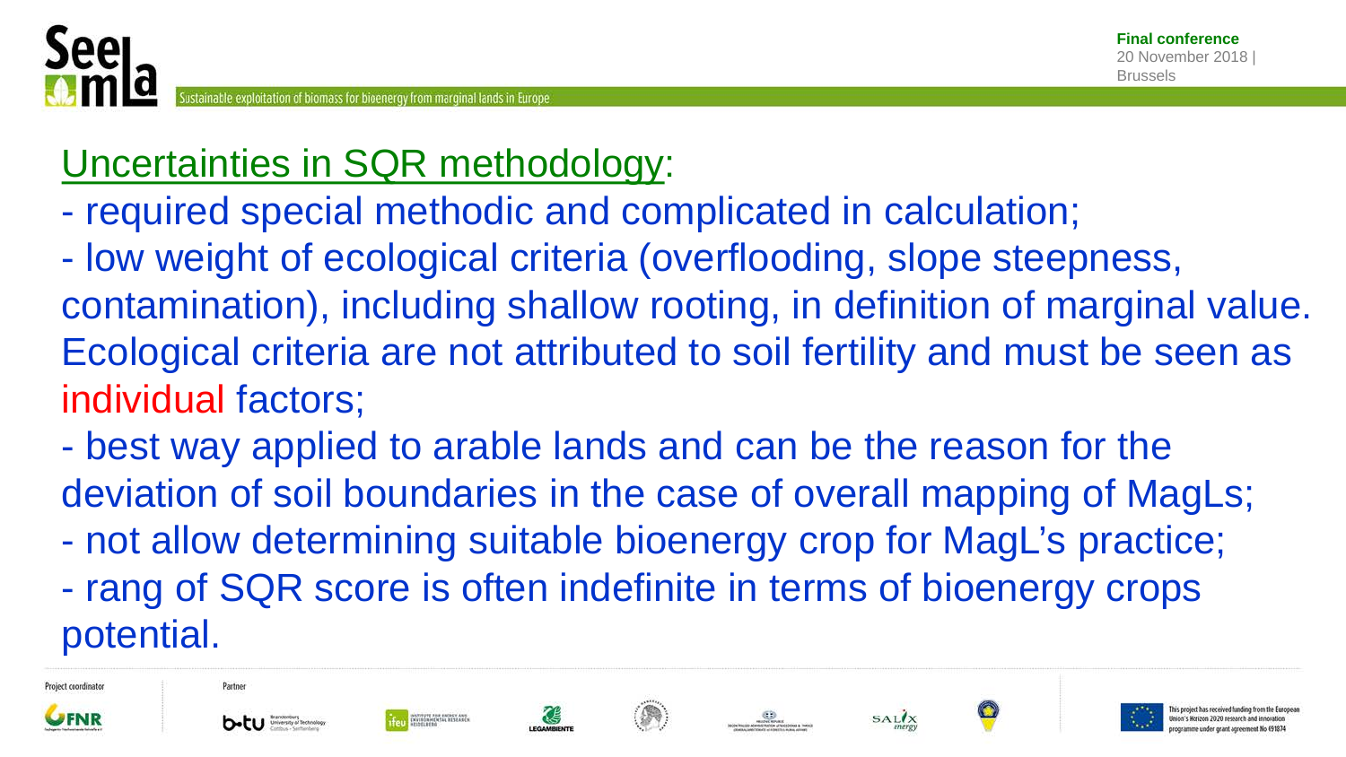Uncertainties in SQR methodology:

- required special methodic and complicated in calculation;
- low weight of ecological criteria (overflooding, slope steepness, contamination), including shallow rooting, in definition of marginal value. Ecological criteria are not attributed to soil fertility and must be seen as individual factors;
- best way applied to arable lands and can be the reason for the deviation of soil boundaries in the case of overall mapping of MagLs;
- not allow determining suitable bioenergy crop for MagL's practice;
- rang of SQR score is often indefinite in terms of bioenergy crops potential.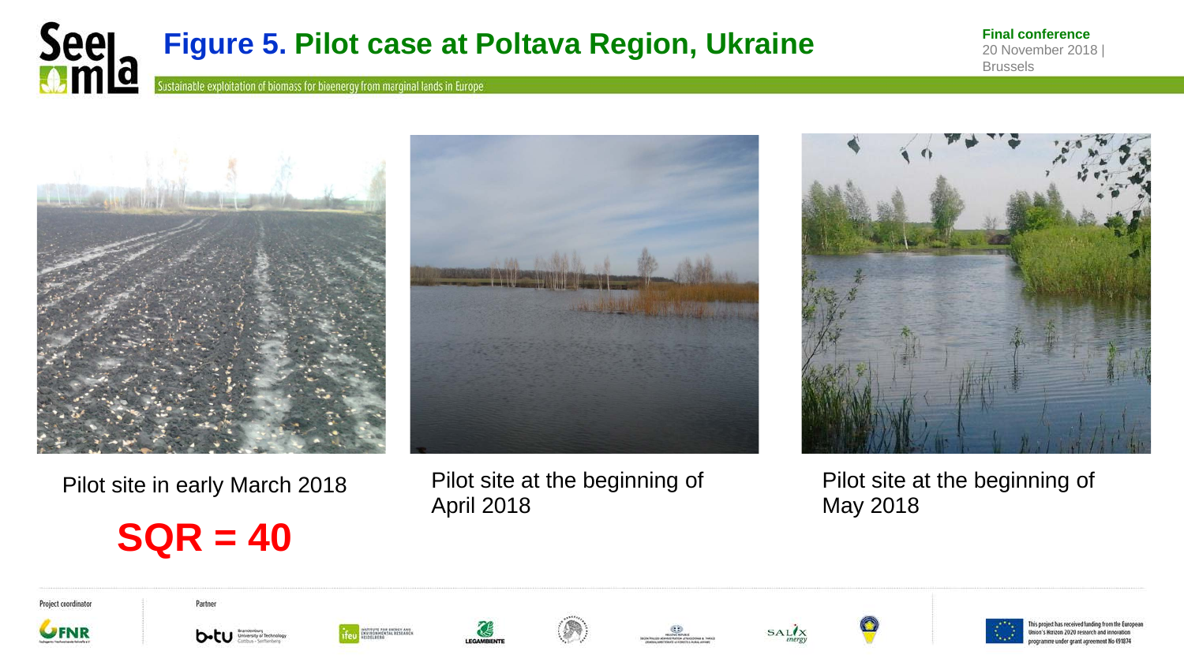# Figure 5. Pilot case at Poltava Region, Ukraine

Pilot site in early March 2018

**SQR = 40**

Pilot site at the beginning of April 2018

Pilot site at the beginning of May 2018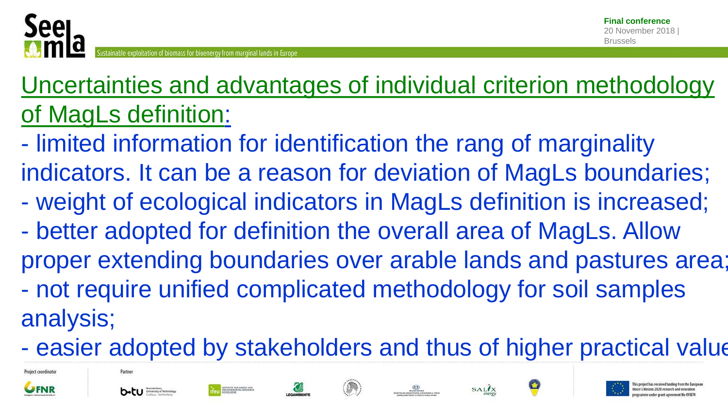## Uncertainties and advantages of individual criterion methodology of MagLs definition:

- limited information for identification the rang of marginality indicators. It can be a reason for deviation of MagLs boundaries;
- weight of ecological indicators in MagLs definition is increased;
- better adopted for definition the overall area of MagLs. Allow proper extending boundaries over arable lands and pastures area;
- not require unified complicated methodology for soil samples analysis;
- easier adopted by stakeholders and thus of higher practical value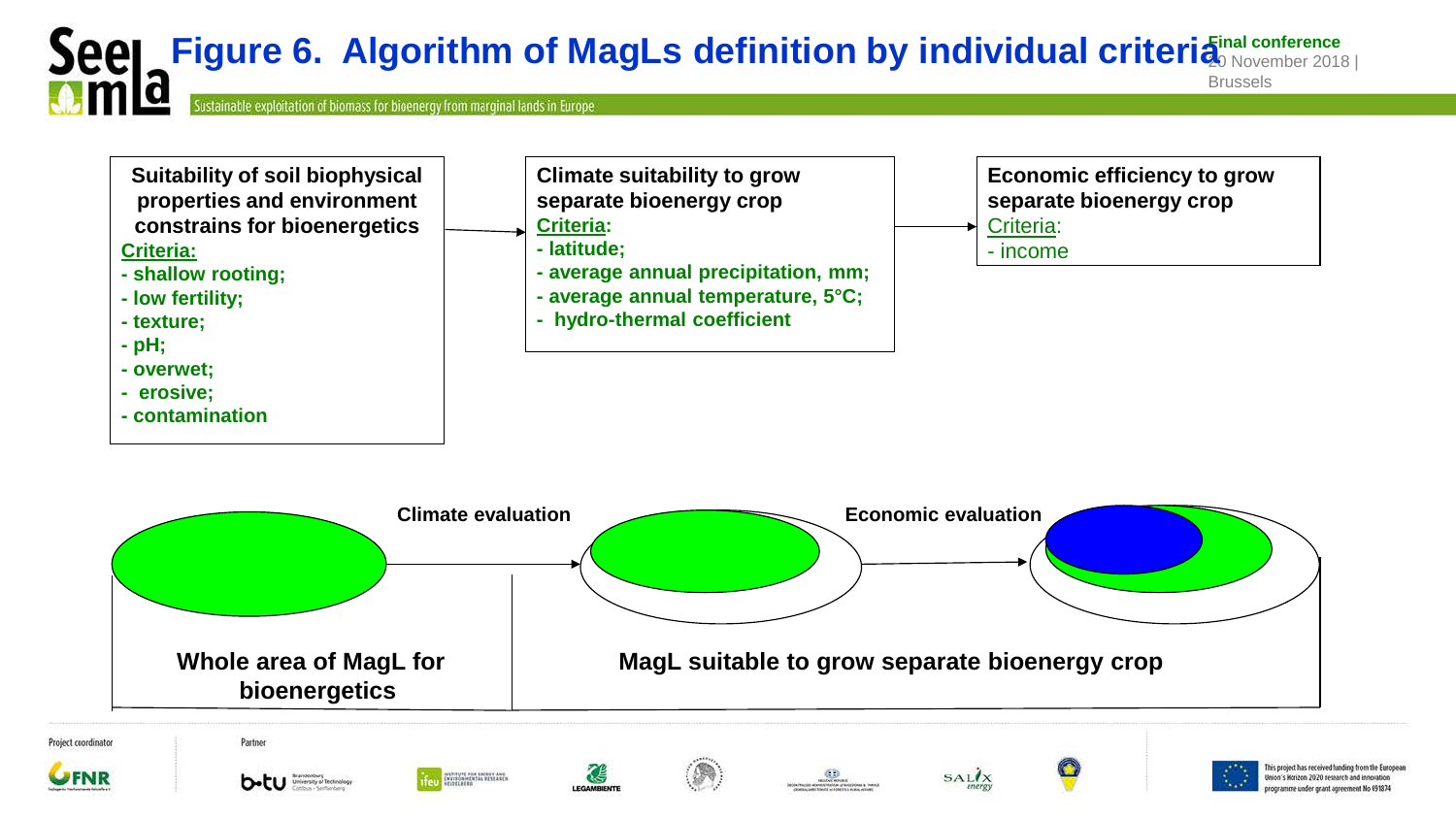# Figure 6. Algorithm of MagLs definition by individual criteria

**Suitability of soil biophysical properties and environment constrains for bioenergetics**

**Criteria:**

- **shallow rooting;**
- **low fertility;**
- **texture;**
- **pH;**
- **overwet;**
- **erosive;**
- **contamination**

**Climate suitability to grow separate bioenergy crop**

**Criteria:**

- **latitude;**
- **average annual precipitation, mm;**
- **average annual temperature, 5°C;**
- **hydro-thermal coefficient**

**Economic efficiency to grow separate bioenergy crop**

Criteria:

- income

**Climate evaluation**

**Economic evaluation**

**Whole area of MagL for bioenergetics**

**MagL suitable to grow separate bioenergy crop**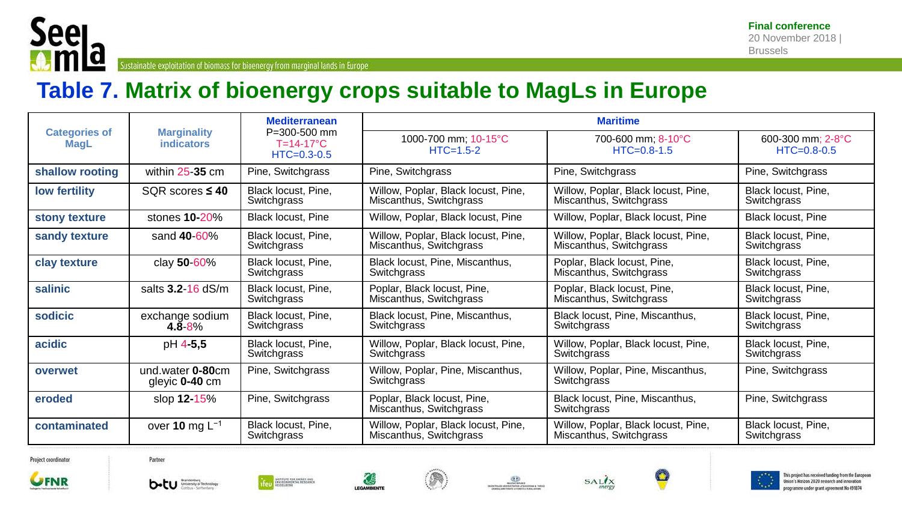# Table 7. Matrix of bioenergy crops suitable to MagLs in Europe

| Categories of MagL | Marginality indicators | Mediterranean P=300-500 mm T=14-17°C HTC=0.3-0.5 | Maritime | | |
|---|---|---|---|---|---|
| | | | 1000-700 mm; 10-15°C HTC=1.5-2 | 700-600 mm; 8-10°C HTC=0.8-1.5 | 600-300 mm; 2-8°C HTC=0.8-0.5 |
| **shallow rooting** | within 25-**35** cm | Pine, Switchgrass | Pine, Switchgrass | Pine, Switchgrass | Pine, Switchgrass |
| **low fertility** | SQR scores **≤ 40** | Black locust, Pine, Switchgrass | Willow, Poplar, Black locust, Pine, Miscanthus, Switchgrass | Willow, Poplar, Black locust, Pine, Miscanthus, Switchgrass | Black locust, Pine, Switchgrass |
| **stony texture** | stones **10**-20% | Black locust, Pine | Willow, Poplar, Black locust, Pine | Willow, Poplar, Black locust, Pine | Black locust, Pine |
| **sandy texture** | sand **40**-60% | Black locust, Pine, Switchgrass | Willow, Poplar, Black locust, Pine, Miscanthus, Switchgrass | Willow, Poplar, Black locust, Pine, Miscanthus, Switchgrass | Black locust, Pine, Switchgrass |
| **clay texture** | clay **50**-60% | Black locust, Pine, Switchgrass | Black locust, Pine, Miscanthus, Switchgrass | Poplar, Black locust, Pine, Miscanthus, Switchgrass | Black locust, Pine, Switchgrass |
| **salinic** | salts **3.2**-16 dS/m | Black locust, Pine, Switchgrass | Poplar, Black locust, Pine, Miscanthus, Switchgrass | Poplar, Black locust, Pine, Miscanthus, Switchgrass | Black locust, Pine, Switchgrass |
| **sodicic** | exchange sodium **4.8**-8% | Black locust, Pine, Switchgrass | Black locust, Pine, Miscanthus, Switchgrass | Black locust, Pine, Miscanthus, Switchgrass | Black locust, Pine, Switchgrass |
| **acidic** | pH 4-**5,5** | Black locust, Pine, Switchgrass | Willow, Poplar, Black locust, Pine, Switchgrass | Willow, Poplar, Black locust, Pine, Switchgrass | Black locust, Pine, Switchgrass |
| **overwet** | und.water **0-80**cm gleyic **0-40** cm | Pine, Switchgrass | Willow, Poplar, Pine, Miscanthus, Switchgrass | Willow, Poplar, Pine, Miscanthus, Switchgrass | Pine, Switchgrass |
| **eroded** | slop **12**-15% | Pine, Switchgrass | Poplar, Black locust, Pine, Miscanthus, Switchgrass | Black locust, Pine, Miscanthus, Switchgrass | Pine, Switchgrass |
| **contaminated** | over **10** mg $L^{-1}$ | Black locust, Pine, Switchgrass | Willow, Poplar, Black locust, Pine, Miscanthus, Switchgrass | Willow, Poplar, Black locust, Pine, Miscanthus, Switchgrass | Black locust, Pine, Switchgrass |

Project coordinator

Partner

This project has received funding from the European Union's Horizon 2020 research and innovation programme under grant agreement No 691874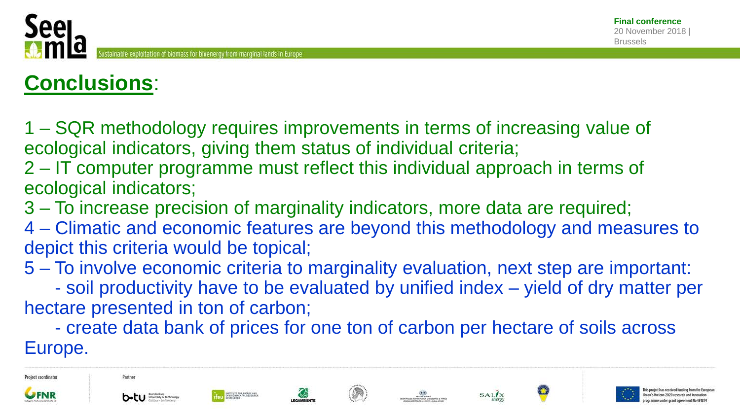# Conclusions:

1 – SQR methodology requires improvements in terms of increasing value of ecological indicators, giving them status of individual criteria;

2 – IT computer programme must reflect this individual approach in terms of ecological indicators;

3 – To increase precision of marginality indicators, more data are required;

4 – Climatic and economic features are beyond this methodology and measures to depict this criteria would be topical;

5 – To involve economic criteria to marginality evaluation, next step are important:

- soil productivity have to be evaluated by unified index – yield of dry matter per hectare presented in ton of carbon;
- create data bank of prices for one ton of carbon per hectare of soils across Europe.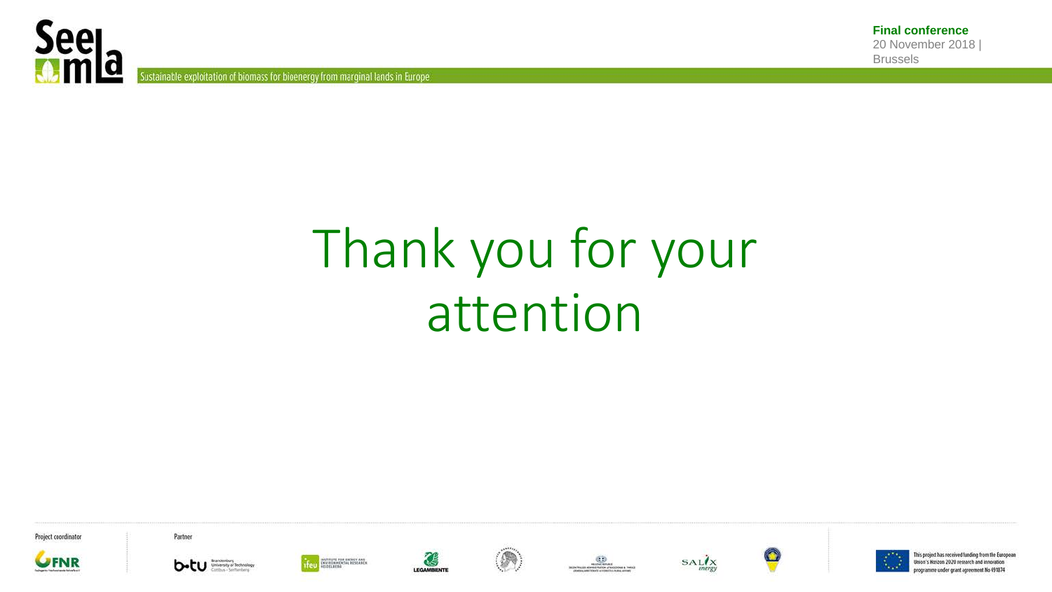# Thank you for your attention